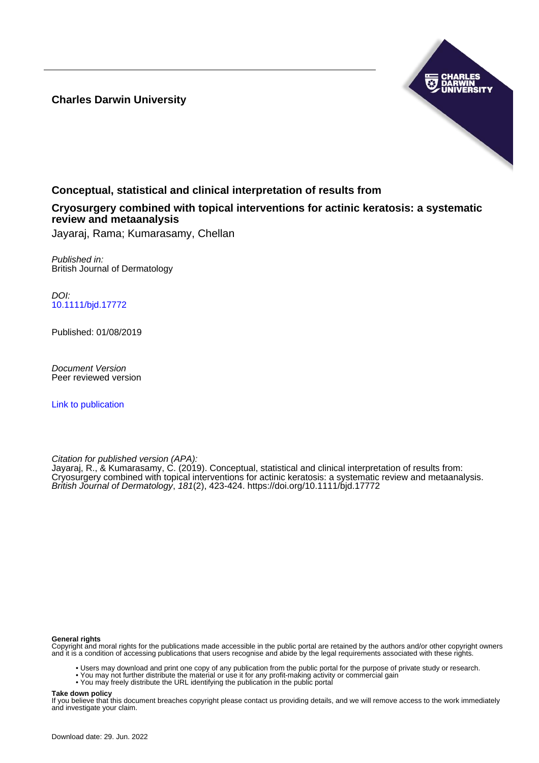**Charles Darwin University**

# Conceptual, statistical and clinical interpretation of results from

## Cryosurgery combined with topical interventions for actinic keratosis: a systematic review and metaanalysis

Jayaraj, Rama; Kumarasamy, Chellan

*Published in:*
British Journal of Dermatology

*DOI:*
10.1111/bjd.17772

Published: 01/08/2019

*Document Version*
Peer reviewed version

Link to publication

*Citation for published version (APA):*
Jayaraj, R., & Kumarasamy, C. (2019). Conceptual, statistical and clinical interpretation of results from: Cryosurgery combined with topical interventions for actinic keratosis: a systematic review and metaanalysis. *British Journal of Dermatology*, *181*(2), 423-424. https://doi.org/10.1111/bjd.17772

**General rights**
Copyright and moral rights for the publications made accessible in the public portal are retained by the authors and/or other copyright owners and it is a condition of accessing publications that users recognise and abide by the legal requirements associated with these rights.

- Users may download and print one copy of any publication from the public portal for the purpose of private study or research.
- You may not further distribute the material or use it for any profit-making activity or commercial gain
- You may freely distribute the URL identifying the publication in the public portal

**Take down policy**
If you believe that this document breaches copyright please contact us providing details, and we will remove access to the work immediately and investigate your claim.

Download date: 29. Jun. 2022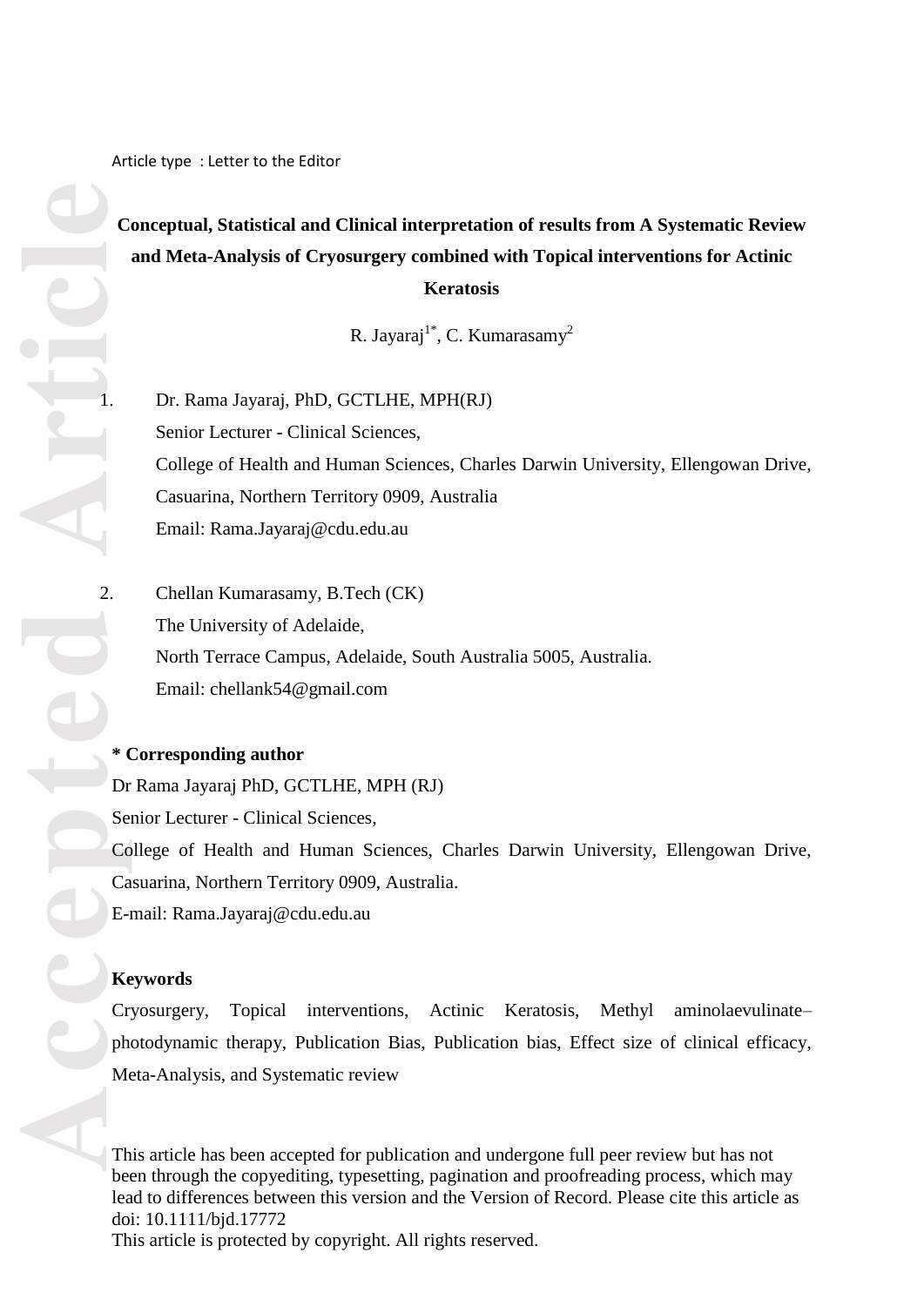Article type : Letter to the Editor

**Conceptual, Statistical and Clinical interpretation of results from A Systematic Review and Meta-Analysis of Cryosurgery combined with Topical interventions for Actinic Keratosis**

R. Jayaraj[1*], C. Kumarasamy[2]

1. Dr. Rama Jayaraj, PhD, GCTLHE, MPH(RJ)
   Senior Lecturer - Clinical Sciences,
   College of Health and Human Sciences, Charles Darwin University, Ellengowan Drive, Casuarina, Northern Territory 0909, Australia
   Email: Rama.Jayaraj@cdu.edu.au

2. Chellan Kumarasamy, B.Tech (CK)
   The University of Adelaide,
   North Terrace Campus, Adelaide, South Australia 5005, Australia.
   Email: chellank54@gmail.com

**\* Corresponding author**

Dr Rama Jayaraj PhD, GCTLHE, MPH (RJ)

Senior Lecturer - Clinical Sciences,

College of Health and Human Sciences, Charles Darwin University, Ellengowan Drive, Casuarina, Northern Territory 0909, Australia.

E-mail: Rama.Jayaraj@cdu.edu.au

**Keywords**

Cryosurgery, Topical interventions, Actinic Keratosis, Methyl aminolaevulinate–photodynamic therapy, Publication Bias, Publication bias, Effect size of clinical efficacy, Meta-Analysis, and Systematic review

This article has been accepted for publication and undergone full peer review but has not been through the copyediting, typesetting, pagination and proofreading process, which may lead to differences between this version and the Version of Record. Please cite this article as doi: 10.1111/bjd.17772

This article is protected by copyright. All rights reserved.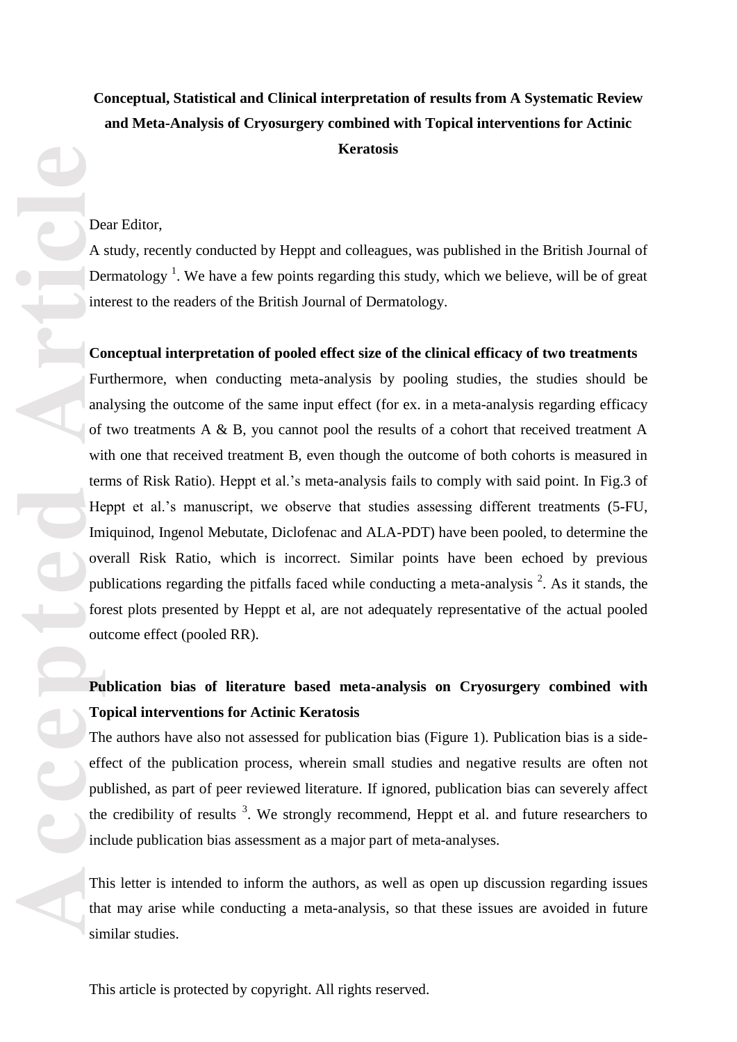**Conceptual, Statistical and Clinical interpretation of results from A Systematic Review and Meta-Analysis of Cryosurgery combined with Topical interventions for Actinic Keratosis**

Dear Editor,

A study, recently conducted by Heppt and colleagues, was published in the British Journal of Dermatology [1]. We have a few points regarding this study, which we believe, will be of great interest to the readers of the British Journal of Dermatology.

**Conceptual interpretation of pooled effect size of the clinical efficacy of two treatments**

Furthermore, when conducting meta-analysis by pooling studies, the studies should be analysing the outcome of the same input effect (for ex. in a meta-analysis regarding efficacy of two treatments A & B, you cannot pool the results of a cohort that received treatment A with one that received treatment B, even though the outcome of both cohorts is measured in terms of Risk Ratio). Heppt et al.'s meta-analysis fails to comply with said point. In Fig.3 of Heppt et al.'s manuscript, we observe that studies assessing different treatments (5-FU, Imiquinod, Ingenol Mebutate, Diclofenac and ALA-PDT) have been pooled, to determine the overall Risk Ratio, which is incorrect. Similar points have been echoed by previous publications regarding the pitfalls faced while conducting a meta-analysis [2]. As it stands, the forest plots presented by Heppt et al, are not adequately representative of the actual pooled outcome effect (pooled RR).

**Publication bias of literature based meta-analysis on Cryosurgery combined with Topical interventions for Actinic Keratosis**

The authors have also not assessed for publication bias (Figure 1). Publication bias is a side-effect of the publication process, wherein small studies and negative results are often not published, as part of peer reviewed literature. If ignored, publication bias can severely affect the credibility of results [3]. We strongly recommend, Heppt et al. and future researchers to include publication bias assessment as a major part of meta-analyses.

This letter is intended to inform the authors, as well as open up discussion regarding issues that may arise while conducting a meta-analysis, so that these issues are avoided in future similar studies.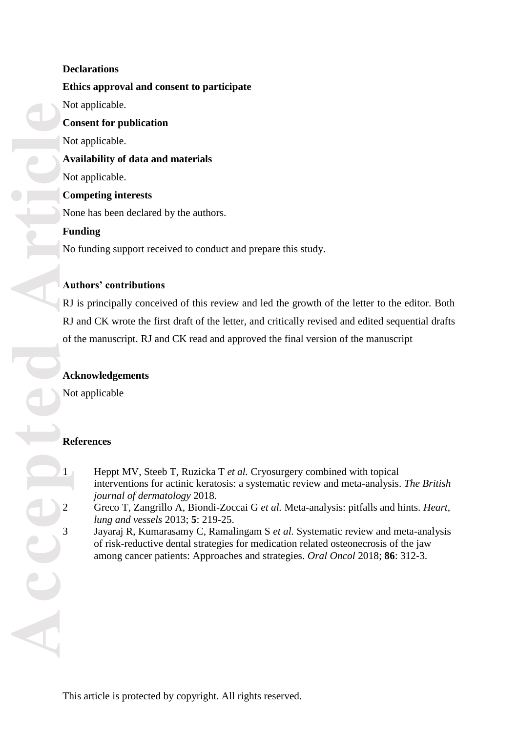**Declarations**

**Ethics approval and consent to participate**

Not applicable.

**Consent for publication**

Not applicable.

**Availability of data and materials**

Not applicable.

**Competing interests**

None has been declared by the authors.

**Funding**

No funding support received to conduct and prepare this study.

**Authors' contributions**

RJ is principally conceived of this review and led the growth of the letter to the editor. Both RJ and CK wrote the first draft of the letter, and critically revised and edited sequential drafts of the manuscript. RJ and CK read and approved the final version of the manuscript

**Acknowledgements**

Not applicable

**References**

1. Heppt MV, Steeb T, Ruzicka T *et al.* Cryosurgery combined with topical interventions for actinic keratosis: a systematic review and meta-analysis. *The British journal of dermatology* 2018.
2. Greco T, Zangrillo A, Biondi-Zoccai G *et al.* Meta-analysis: pitfalls and hints. *Heart, lung and vessels* 2013; **5**: 219-25.
3. Jayaraj R, Kumarasamy C, Ramalingam S *et al.* Systematic review and meta-analysis of risk-reductive dental strategies for medication related osteonecrosis of the jaw among cancer patients: Approaches and strategies. *Oral Oncol* 2018; **86**: 312-3.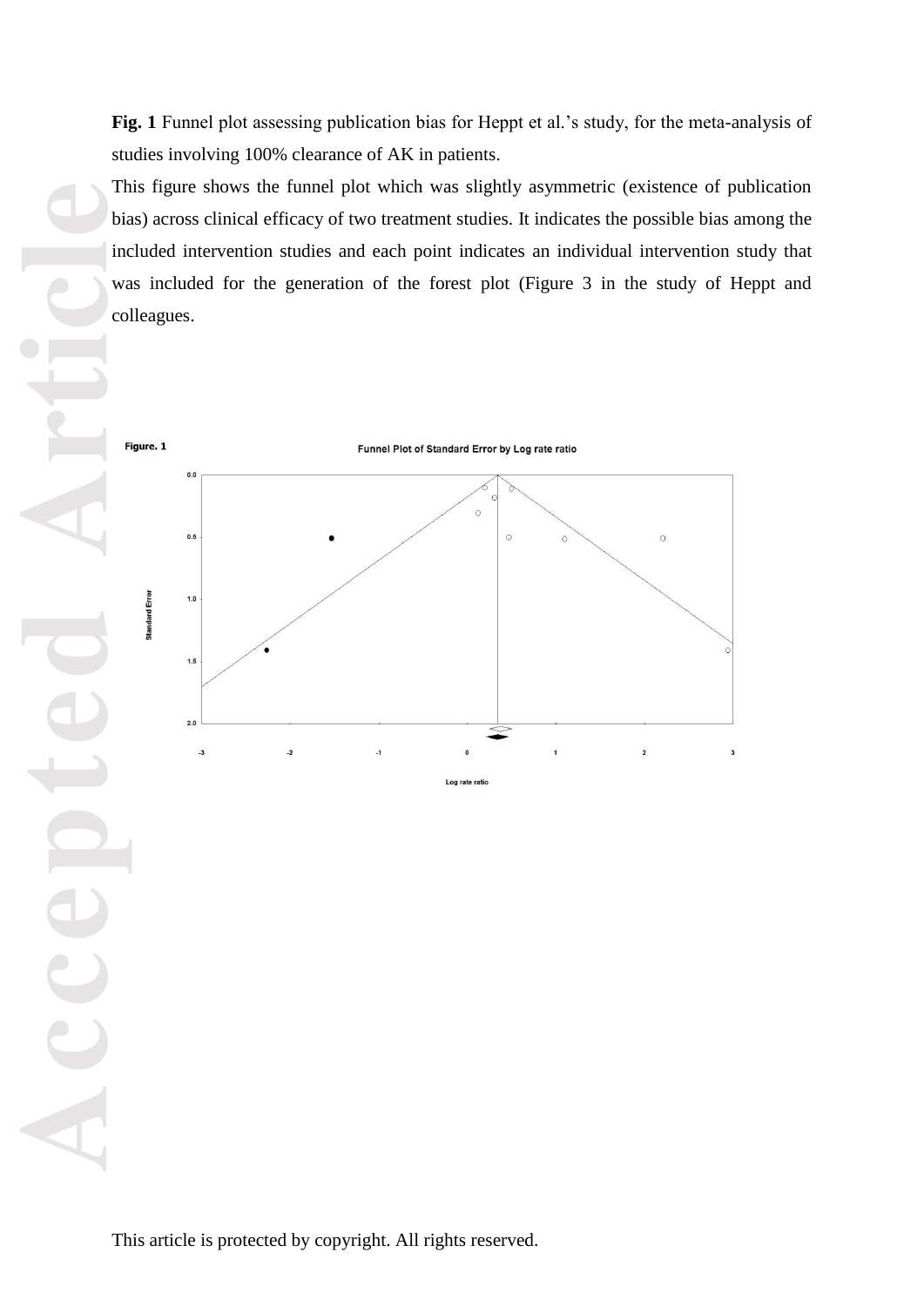**Fig. 1** Funnel plot assessing publication bias for Heppt et al.'s study, for the meta-analysis of studies involving 100% clearance of AK in patients.

This figure shows the funnel plot which was slightly asymmetric (existence of publication bias) across clinical efficacy of two treatment studies. It indicates the possible bias among the included intervention studies and each point indicates an individual intervention study that was included for the generation of the forest plot (Figure 3 in the study of Heppt and colleagues.

Figure. 1

Funnel Plot of Standard Error by Log rate ratio

Standard Error

0.0
0.5
1.0
1.5
2.0

-3
-2
-1
0
1
2
3

Log rate ratio